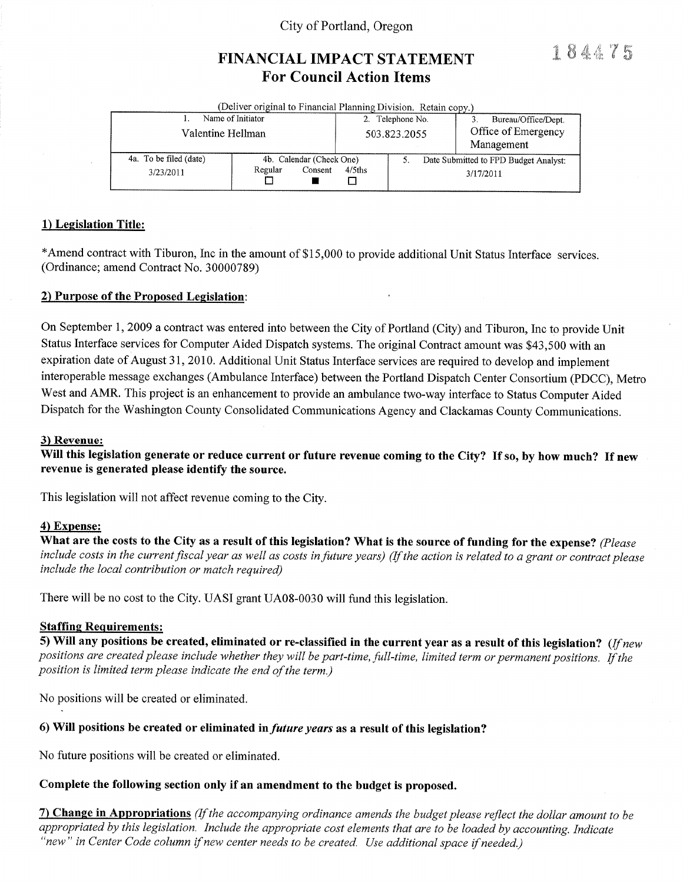City of Portland, Oregon

184475

# FINANCIAL IMPACT STATEMENT
## For Council Action Items

(Deliver original to Financial Planning Division. Retain copy.)

| 1. Name of Initiator | | 2. Telephone No. | 3. Bureau/Office/Dept. |
|---|---|---|---|
| Valentine Hellman | | 503.823.2055 | Office of Emergency Management |
| 4a. To be filed (date) | 4b. Calendar (Check One) | 5. Date Submitted to FPD Budget Analyst: | |
| 3/23/2011 | Regular ☐ Consent ■ 4/5ths ☐ | 3/17/2011 | |

### 1) Legislation Title:

*Amend contract with Tiburon, Inc in the amount of $15,000 to provide additional Unit Status Interface services. (Ordinance; amend Contract No. 30000789)

### 2) Purpose of the Proposed Legislation:

On September 1, 2009 a contract was entered into between the City of Portland (City) and Tiburon, Inc to provide Unit Status Interface services for Computer Aided Dispatch systems. The original Contract amount was $43,500 with an expiration date of August 31, 2010. Additional Unit Status Interface services are required to develop and implement interoperable message exchanges (Ambulance Interface) between the Portland Dispatch Center Consortium (PDCC), Metro West and AMR. This project is an enhancement to provide an ambulance two-way interface to Status Computer Aided Dispatch for the Washington County Consolidated Communications Agency and Clackamas County Communications.

### 3) Revenue:

**Will this legislation generate or reduce current or future revenue coming to the City? If so, by how much? If new revenue is generated please identify the source.**

This legislation will not affect revenue coming to the City.

### 4) Expense:

**What are the costs to the City as a result of this legislation? What is the source of funding for the expense?** *(Please include costs in the current fiscal year as well as costs in future years) (If the action is related to a grant or contract please include the local contribution or match required)*

There will be no cost to the City. UASI grant UA08-0030 will fund this legislation.

### Staffing Requirements:

**5) Will any positions be created, eliminated or re-classified in the current year as a result of this legislation?** *(If new positions are created please include whether they will be part-time, full-time, limited term or permanent positions. If the position is limited term please indicate the end of the term.)*

No positions will be created or eliminated.

**6) Will positions be created or eliminated in *future years* as a result of this legislation?**

No future positions will be created or eliminated.

**Complete the following section only if an amendment to the budget is proposed.**

**7) Change in Appropriations** *(If the accompanying ordinance amends the budget please reflect the dollar amount to be appropriated by this legislation. Include the appropriate cost elements that are to be loaded by accounting. Indicate "new" in Center Code column if new center needs to be created. Use additional space if needed.)*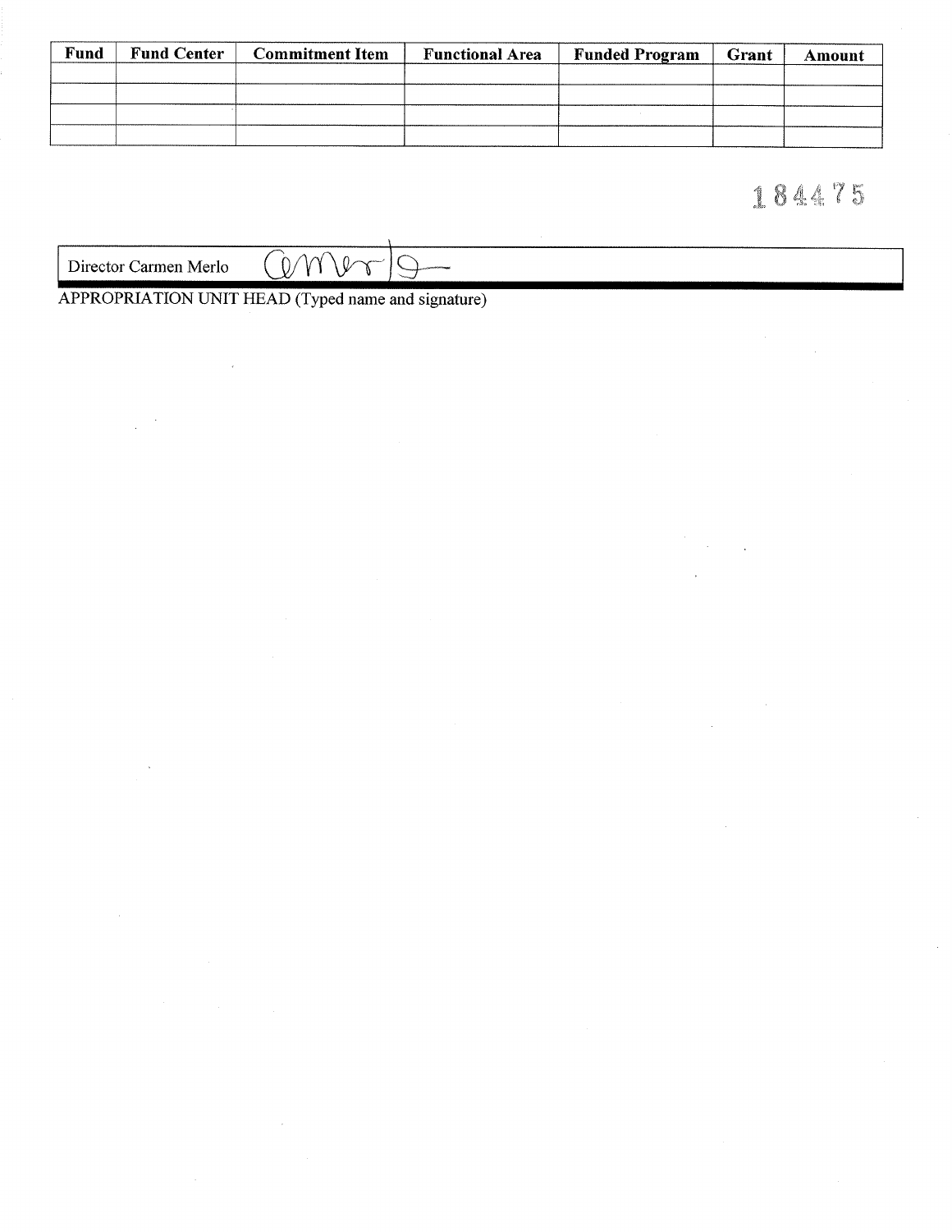| Fund | Fund Center | Commitment Item | Functional Area | Funded Program | Grant | Amount |
|---|---|---|---|---|---|---|
| | | | | | | |
| | | | | | | |
| | | | | | | |
| | | | | | | |

184475

| Director Carmen Merlo |
|---|

APPROPRIATION UNIT HEAD (Typed name and signature)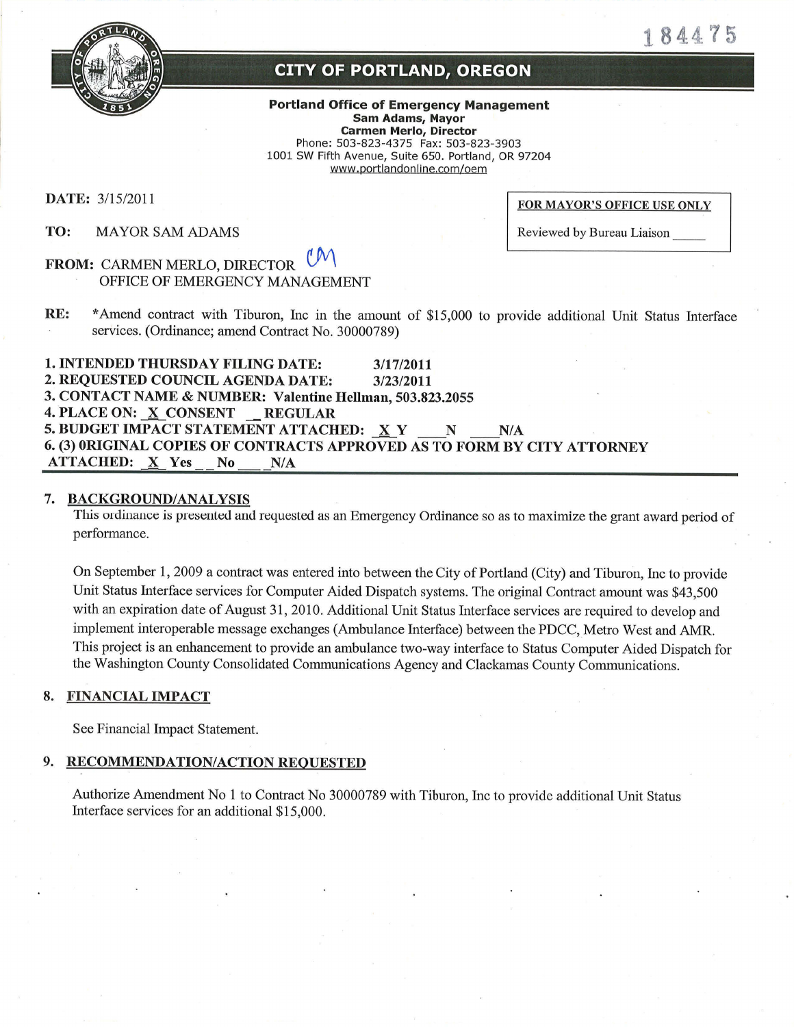184475

# CITY OF PORTLAND, OREGON

**Portland Office of Emergency Management**
**Sam Adams, Mayor**
**Carmen Merlo, Director**
Phone: 503-823-4375 Fax: 503-823-3903
1001 SW Fifth Avenue, Suite 650. Portland, OR 97204
www.portlandonline.com/oem

**DATE:** 3/15/2011

| FOR MAYOR'S OFFICE USE ONLY |
|---|
| Reviewed by Bureau Liaison _____ |

**TO:** MAYOR SAM ADAMS

**FROM:** CARMEN MERLO, DIRECTOR CM
OFFICE OF EMERGENCY MANAGEMENT

**RE:** *Amend contract with Tiburon, Inc in the amount of $15,000 to provide additional Unit Status Interface services. (Ordinance; amend Contract No. 30000789)

**1. INTENDED THURSDAY FILING DATE:** 3/17/2011
**2. REQUESTED COUNCIL AGENDA DATE:** 3/23/2011
**3. CONTACT NAME & NUMBER: Valentine Hellman, 503.823.2055**
**4. PLACE ON: _X_ CONSENT _ REGULAR**
**5. BUDGET IMPACT STATEMENT ATTACHED: _X_ Y ___ N ___ N/A**
**6. (3) 0RIGINAL COPIES OF CONTRACTS APPROVED AS TO FORM BY CITY ATTORNEY ATTACHED: _X_ Yes __ No ___ N/A**

## 7. BACKGROUND/ANALYSIS

This ordinance is presented and requested as an Emergency Ordinance so as to maximize the grant award period of performance.

On September 1, 2009 a contract was entered into between the City of Portland (City) and Tiburon, Inc to provide Unit Status Interface services for Computer Aided Dispatch systems. The original Contract amount was $43,500 with an expiration date of August 31, 2010. Additional Unit Status Interface services are required to develop and implement interoperable message exchanges (Ambulance Interface) between the PDCC, Metro West and AMR. This project is an enhancement to provide an ambulance two-way interface to Status Computer Aided Dispatch for the Washington County Consolidated Communications Agency and Clackamas County Communications.

## 8. FINANCIAL IMPACT

See Financial Impact Statement.

## 9. RECOMMENDATION/ACTION REQUESTED

Authorize Amendment No 1 to Contract No 30000789 with Tiburon, Inc to provide additional Unit Status Interface services for an additional $15,000.